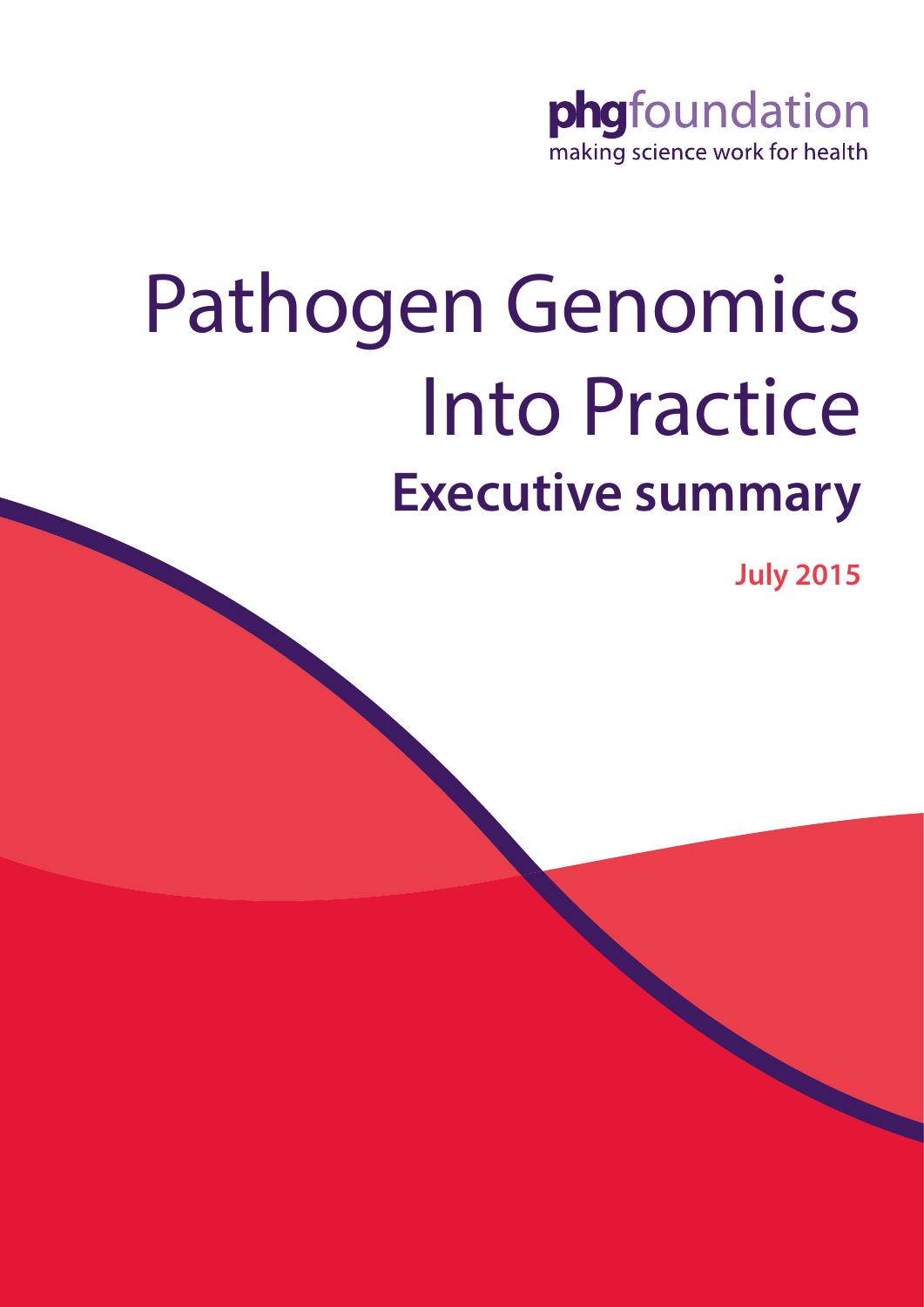phgfoundation
making science work for health

# Pathogen Genomics Into Practice

## Executive summary

**July 2015**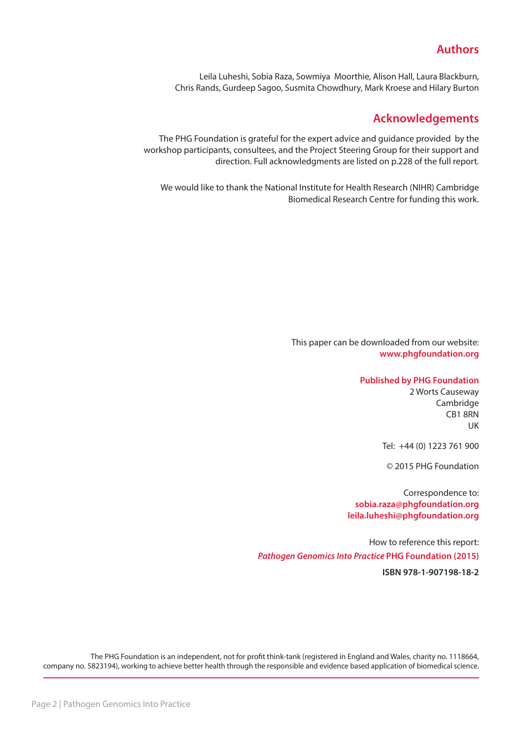## Authors

Leila Luheshi, Sobia Raza, Sowmiya Moorthie, Alison Hall, Laura Blackburn, Chris Rands, Gurdeep Sagoo, Susmita Chowdhury, Mark Kroese and Hilary Burton

## Acknowledgements

The PHG Foundation is grateful for the expert advice and guidance provided by the workshop participants, consultees, and the Project Steering Group for their support and direction. Full acknowledgments are listed on p.228 of the full report.

We would like to thank the National Institute for Health Research (NIHR) Cambridge Biomedical Research Centre for funding this work.

This paper can be downloaded from our website:
**www.phgfoundation.org**

**Published by PHG Foundation**
2 Worts Causeway
Cambridge
CB1 8RN
UK

Tel: +44 (0) 1223 761 900

© 2015 PHG Foundation

Correspondence to:
**sobia.raza@phgfoundation.org**
**leila.luheshi@phgfoundation.org**

How to reference this report:
***Pathogen Genomics Into Practice* PHG Foundation (2015)**

**ISBN 978-1-907198-18-2**

The PHG Foundation is an independent, not for profit think-tank (registered in England and Wales, charity no. 1118664, company no. 5823194), working to achieve better health through the responsible and evidence based application of biomedical science.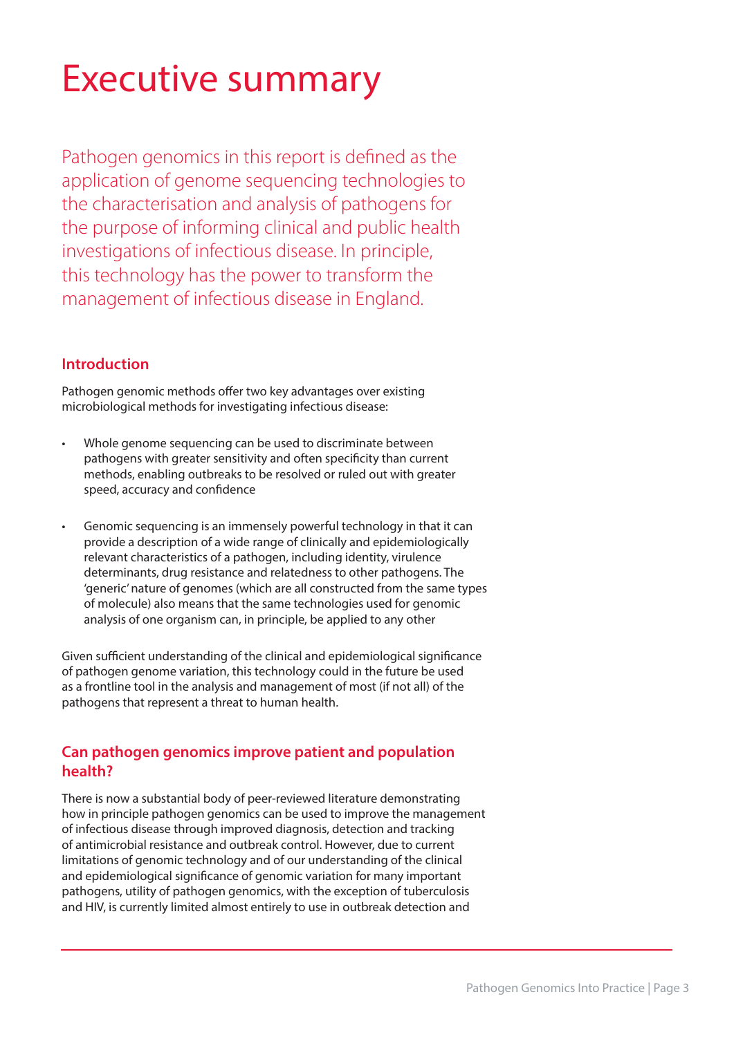# Executive summary

Pathogen genomics in this report is defined as the application of genome sequencing technologies to the characterisation and analysis of pathogens for the purpose of informing clinical and public health investigations of infectious disease. In principle, this technology has the power to transform the management of infectious disease in England.

## Introduction

Pathogen genomic methods offer two key advantages over existing microbiological methods for investigating infectious disease:

- Whole genome sequencing can be used to discriminate between pathogens with greater sensitivity and often specificity than current methods, enabling outbreaks to be resolved or ruled out with greater speed, accuracy and confidence
- Genomic sequencing is an immensely powerful technology in that it can provide a description of a wide range of clinically and epidemiologically relevant characteristics of a pathogen, including identity, virulence determinants, drug resistance and relatedness to other pathogens. The 'generic' nature of genomes (which are all constructed from the same types of molecule) also means that the same technologies used for genomic analysis of one organism can, in principle, be applied to any other

Given sufficient understanding of the clinical and epidemiological significance of pathogen genome variation, this technology could in the future be used as a frontline tool in the analysis and management of most (if not all) of the pathogens that represent a threat to human health.

## Can pathogen genomics improve patient and population health?

There is now a substantial body of peer-reviewed literature demonstrating how in principle pathogen genomics can be used to improve the management of infectious disease through improved diagnosis, detection and tracking of antimicrobial resistance and outbreak control. However, due to current limitations of genomic technology and of our understanding of the clinical and epidemiological significance of genomic variation for many important pathogens, utility of pathogen genomics, with the exception of tuberculosis and HIV, is currently limited almost entirely to use in outbreak detection and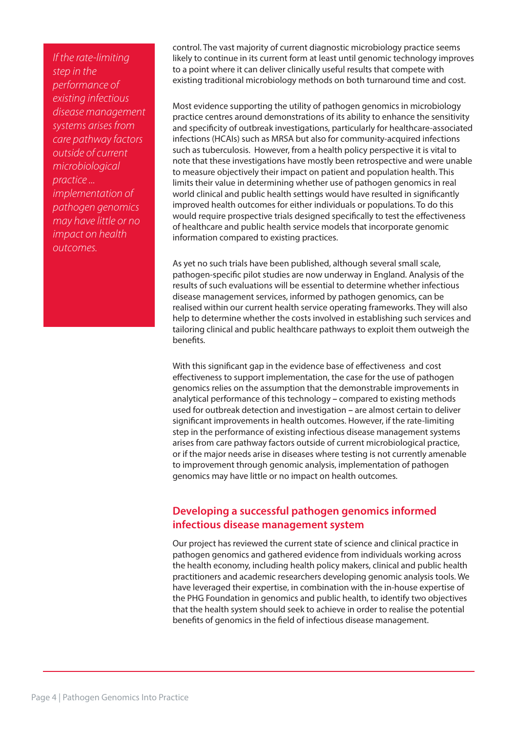*If the rate-limiting step in the performance of existing infectious disease management systems arises from care pathway factors outside of current microbiological practice ... implementation of pathogen genomics may have little or no impact on health outcomes.*

control. The vast majority of current diagnostic microbiology practice seems likely to continue in its current form at least until genomic technology improves to a point where it can deliver clinically useful results that compete with existing traditional microbiology methods on both turnaround time and cost.

Most evidence supporting the utility of pathogen genomics in microbiology practice centres around demonstrations of its ability to enhance the sensitivity and specificity of outbreak investigations, particularly for healthcare-associated infections (HCAIs) such as MRSA but also for community-acquired infections such as tuberculosis. However, from a health policy perspective it is vital to note that these investigations have mostly been retrospective and were unable to measure objectively their impact on patient and population health. This limits their value in determining whether use of pathogen genomics in real world clinical and public health settings would have resulted in significantly improved health outcomes for either individuals or populations. To do this would require prospective trials designed specifically to test the effectiveness of healthcare and public health service models that incorporate genomic information compared to existing practices.

As yet no such trials have been published, although several small scale, pathogen-specific pilot studies are now underway in England. Analysis of the results of such evaluations will be essential to determine whether infectious disease management services, informed by pathogen genomics, can be realised within our current health service operating frameworks. They will also help to determine whether the costs involved in establishing such services and tailoring clinical and public healthcare pathways to exploit them outweigh the benefits.

With this significant gap in the evidence base of effectiveness and cost effectiveness to support implementation, the case for the use of pathogen genomics relies on the assumption that the demonstrable improvements in analytical performance of this technology – compared to existing methods used for outbreak detection and investigation – are almost certain to deliver significant improvements in health outcomes. However, if the rate-limiting step in the performance of existing infectious disease management systems arises from care pathway factors outside of current microbiological practice, or if the major needs arise in diseases where testing is not currently amenable to improvement through genomic analysis, implementation of pathogen genomics may have little or no impact on health outcomes.

## Developing a successful pathogen genomics informed infectious disease management system

Our project has reviewed the current state of science and clinical practice in pathogen genomics and gathered evidence from individuals working across the health economy, including health policy makers, clinical and public health practitioners and academic researchers developing genomic analysis tools. We have leveraged their expertise, in combination with the in-house expertise of the PHG Foundation in genomics and public health, to identify two objectives that the health system should seek to achieve in order to realise the potential benefits of genomics in the field of infectious disease management.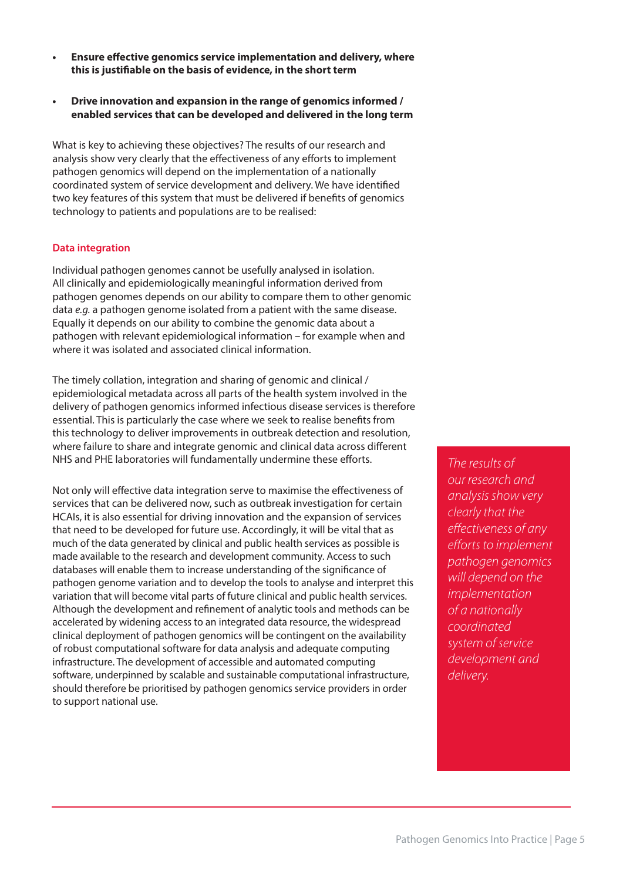- **Ensure effective genomics service implementation and delivery, where this is justifiable on the basis of evidence, in the short term**

- **Drive innovation and expansion in the range of genomics informed / enabled services that can be developed and delivered in the long term**

What is key to achieving these objectives? The results of our research and analysis show very clearly that the effectiveness of any efforts to implement pathogen genomics will depend on the implementation of a nationally coordinated system of service development and delivery. We have identified two key features of this system that must be delivered if benefits of genomics technology to patients and populations are to be realised:

### Data integration

Individual pathogen genomes cannot be usefully analysed in isolation. All clinically and epidemiologically meaningful information derived from pathogen genomes depends on our ability to compare them to other genomic data *e.g.* a pathogen genome isolated from a patient with the same disease. Equally it depends on our ability to combine the genomic data about a pathogen with relevant epidemiological information – for example when and where it was isolated and associated clinical information.

The timely collation, integration and sharing of genomic and clinical / epidemiological metadata across all parts of the health system involved in the delivery of pathogen genomics informed infectious disease services is therefore essential. This is particularly the case where we seek to realise benefits from this technology to deliver improvements in outbreak detection and resolution, where failure to share and integrate genomic and clinical data across different NHS and PHE laboratories will fundamentally undermine these efforts.

Not only will effective data integration serve to maximise the effectiveness of services that can be delivered now, such as outbreak investigation for certain HCAIs, it is also essential for driving innovation and the expansion of services that need to be developed for future use. Accordingly, it will be vital that as much of the data generated by clinical and public health services as possible is made available to the research and development community. Access to such databases will enable them to increase understanding of the significance of pathogen genome variation and to develop the tools to analyse and interpret this variation that will become vital parts of future clinical and public health services. Although the development and refinement of analytic tools and methods can be accelerated by widening access to an integrated data resource, the widespread clinical deployment of pathogen genomics will be contingent on the availability of robust computational software for data analysis and adequate computing infrastructure. The development of accessible and automated computing software, underpinned by scalable and sustainable computational infrastructure, should therefore be prioritised by pathogen genomics service providers in order to support national use.

*The results of our research and analysis show very clearly that the effectiveness of any efforts to implement pathogen genomics will depend on the implementation of a nationally coordinated system of service development and delivery.*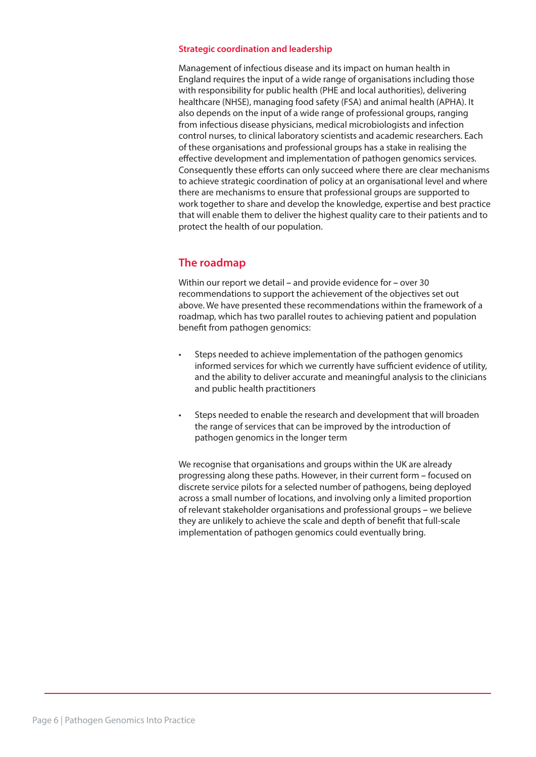### Strategic coordination and leadership

Management of infectious disease and its impact on human health in England requires the input of a wide range of organisations including those with responsibility for public health (PHE and local authorities), delivering healthcare (NHSE), managing food safety (FSA) and animal health (APHA). It also depends on the input of a wide range of professional groups, ranging from infectious disease physicians, medical microbiologists and infection control nurses, to clinical laboratory scientists and academic researchers. Each of these organisations and professional groups has a stake in realising the effective development and implementation of pathogen genomics services. Consequently these efforts can only succeed where there are clear mechanisms to achieve strategic coordination of policy at an organisational level and where there are mechanisms to ensure that professional groups are supported to work together to share and develop the knowledge, expertise and best practice that will enable them to deliver the highest quality care to their patients and to protect the health of our population.

## The roadmap

Within our report we detail – and provide evidence for – over 30 recommendations to support the achievement of the objectives set out above. We have presented these recommendations within the framework of a roadmap, which has two parallel routes to achieving patient and population benefit from pathogen genomics:

- Steps needed to achieve implementation of the pathogen genomics informed services for which we currently have sufficient evidence of utility, and the ability to deliver accurate and meaningful analysis to the clinicians and public health practitioners
- Steps needed to enable the research and development that will broaden the range of services that can be improved by the introduction of pathogen genomics in the longer term

We recognise that organisations and groups within the UK are already progressing along these paths. However, in their current form – focused on discrete service pilots for a selected number of pathogens, being deployed across a small number of locations, and involving only a limited proportion of relevant stakeholder organisations and professional groups – we believe they are unlikely to achieve the scale and depth of benefit that full-scale implementation of pathogen genomics could eventually bring.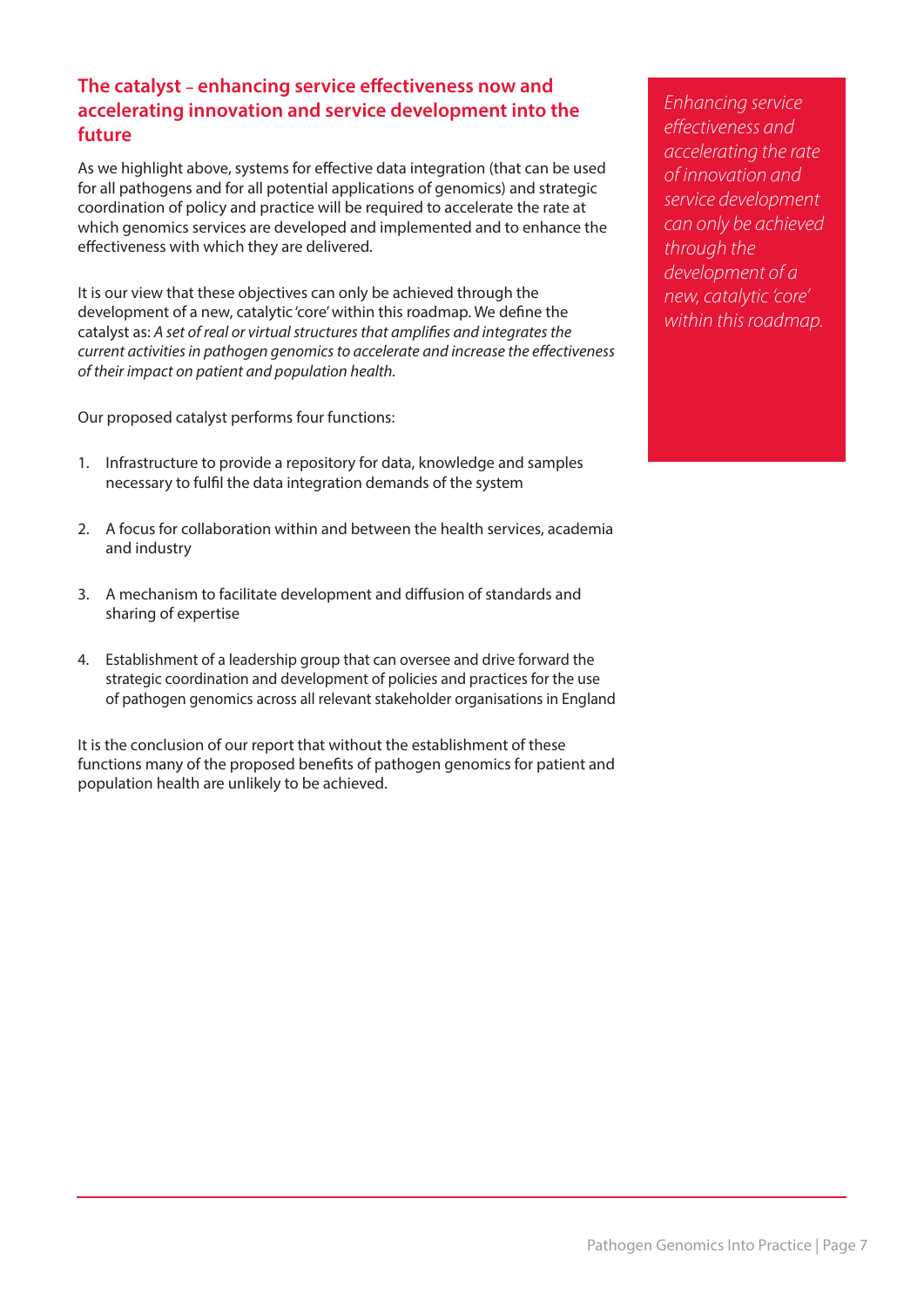## The catalyst – enhancing service effectiveness now and accelerating innovation and service development into the future

As we highlight above, systems for effective data integration (that can be used for all pathogens and for all potential applications of genomics) and strategic coordination of policy and practice will be required to accelerate the rate at which genomics services are developed and implemented and to enhance the effectiveness with which they are delivered.

It is our view that these objectives can only be achieved through the development of a new, catalytic 'core' within this roadmap. We define the catalyst as: *A set of real or virtual structures that amplifies and integrates the current activities in pathogen genomics to accelerate and increase the effectiveness of their impact on patient and population health.*

Our proposed catalyst performs four functions:

1. Infrastructure to provide a repository for data, knowledge and samples necessary to fulfil the data integration demands of the system
2. A focus for collaboration within and between the health services, academia and industry
3. A mechanism to facilitate development and diffusion of standards and sharing of expertise
4. Establishment of a leadership group that can oversee and drive forward the strategic coordination and development of policies and practices for the use of pathogen genomics across all relevant stakeholder organisations in England

It is the conclusion of our report that without the establishment of these functions many of the proposed benefits of pathogen genomics for patient and population health are unlikely to be achieved.

*Enhancing service effectiveness and accelerating the rate of innovation and service development can only be achieved through the development of a new, catalytic 'core' within this roadmap.*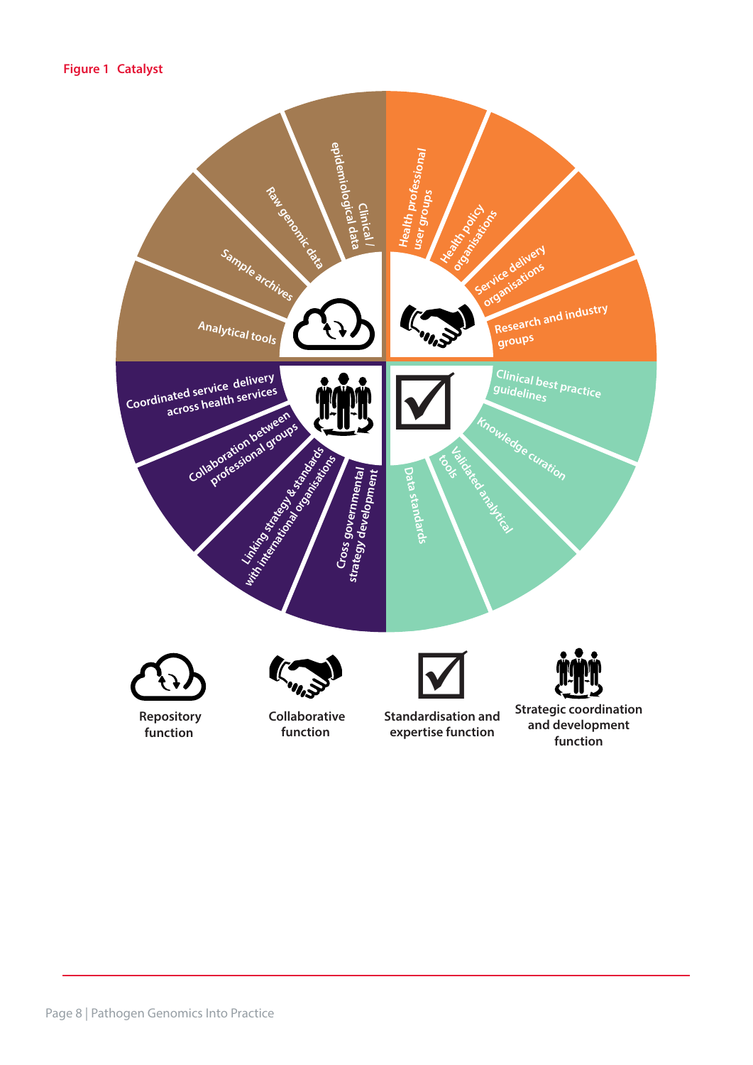**Figure 1 Catalyst**

Clinical / epidemiological data

Raw genomic data

Sample archives

Analytical tools

Health professional user groups

Health policy organisations

Service delivery organisations

Research and industry groups

Clinical best practice guidelines

Knowledge curation

Validated analytical tools

Data standards

Cross governmental strategy development

Linking strategy & standards with international organisations

Collaboration between professional groups

Coordinated service delivery across health services

Repository function

Collaborative function

Standardisation and expertise function

Strategic coordination and development function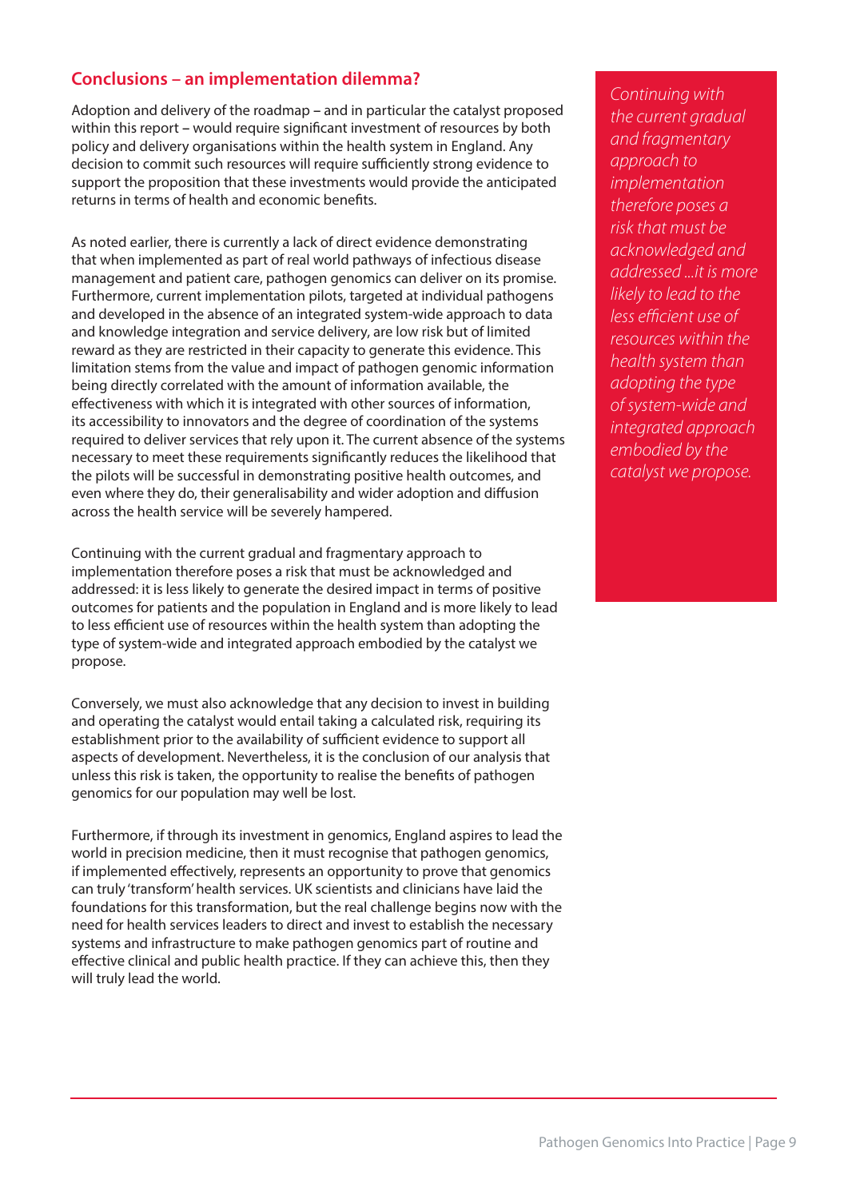## Conclusions – an implementation dilemma?

Adoption and delivery of the roadmap – and in particular the catalyst proposed within this report – would require significant investment of resources by both policy and delivery organisations within the health system in England. Any decision to commit such resources will require sufficiently strong evidence to support the proposition that these investments would provide the anticipated returns in terms of health and economic benefits.

As noted earlier, there is currently a lack of direct evidence demonstrating that when implemented as part of real world pathways of infectious disease management and patient care, pathogen genomics can deliver on its promise. Furthermore, current implementation pilots, targeted at individual pathogens and developed in the absence of an integrated system-wide approach to data and knowledge integration and service delivery, are low risk but of limited reward as they are restricted in their capacity to generate this evidence. This limitation stems from the value and impact of pathogen genomic information being directly correlated with the amount of information available, the effectiveness with which it is integrated with other sources of information, its accessibility to innovators and the degree of coordination of the systems required to deliver services that rely upon it. The current absence of the systems necessary to meet these requirements significantly reduces the likelihood that the pilots will be successful in demonstrating positive health outcomes, and even where they do, their generalisability and wider adoption and diffusion across the health service will be severely hampered.

Continuing with the current gradual and fragmentary approach to implementation therefore poses a risk that must be acknowledged and addressed: it is less likely to generate the desired impact in terms of positive outcomes for patients and the population in England and is more likely to lead to less efficient use of resources within the health system than adopting the type of system-wide and integrated approach embodied by the catalyst we propose.

*Continuing with the current gradual and fragmentary approach to implementation therefore poses a risk that must be acknowledged and addressed ...it is more likely to lead to the less efficient use of resources within the health system than adopting the type of system-wide and integrated approach embodied by the catalyst we propose.*

Conversely, we must also acknowledge that any decision to invest in building and operating the catalyst would entail taking a calculated risk, requiring its establishment prior to the availability of sufficient evidence to support all aspects of development. Nevertheless, it is the conclusion of our analysis that unless this risk is taken, the opportunity to realise the benefits of pathogen genomics for our population may well be lost.

Furthermore, if through its investment in genomics, England aspires to lead the world in precision medicine, then it must recognise that pathogen genomics, if implemented effectively, represents an opportunity to prove that genomics can truly 'transform' health services. UK scientists and clinicians have laid the foundations for this transformation, but the real challenge begins now with the need for health services leaders to direct and invest to establish the necessary systems and infrastructure to make pathogen genomics part of routine and effective clinical and public health practice. If they can achieve this, then they will truly lead the world.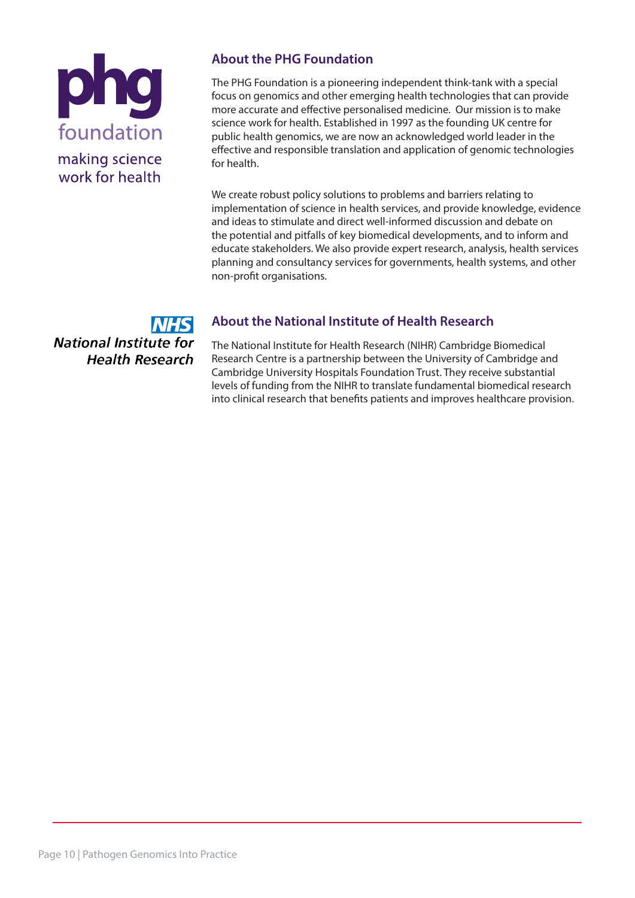## About the PHG Foundation

The PHG Foundation is a pioneering independent think-tank with a special focus on genomics and other emerging health technologies that can provide more accurate and effective personalised medicine. Our mission is to make science work for health. Established in 1997 as the founding UK centre for public health genomics, we are now an acknowledged world leader in the effective and responsible translation and application of genomic technologies for health.

We create robust policy solutions to problems and barriers relating to implementation of science in health services, and provide knowledge, evidence and ideas to stimulate and direct well-informed discussion and debate on the potential and pitfalls of key biomedical developments, and to inform and educate stakeholders. We also provide expert research, analysis, health services planning and consultancy services for governments, health systems, and other non-profit organisations.

## About the National Institute of Health Research

The National Institute for Health Research (NIHR) Cambridge Biomedical Research Centre is a partnership between the University of Cambridge and Cambridge University Hospitals Foundation Trust. They receive substantial levels of funding from the NIHR to translate fundamental biomedical research into clinical research that benefits patients and improves healthcare provision.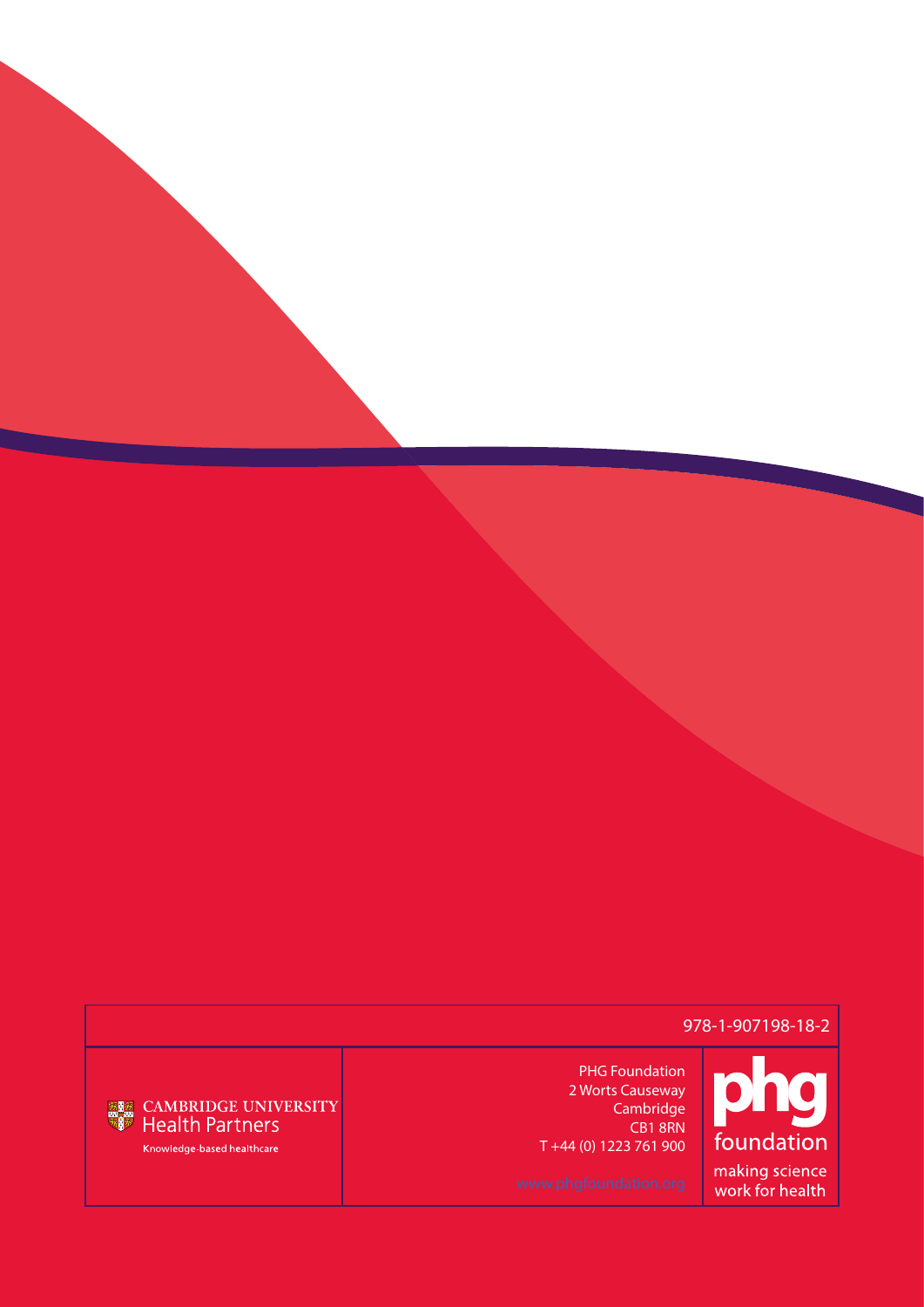978-1-907198-18-2

CAMBRIDGE UNIVERSITY
Health Partners
Knowledge-based healthcare

PHG Foundation
2 Worts Causeway
Cambridge
CB1 8RN
T +44 (0) 1223 761 900

www.phgfoundation.org

phg
foundation
making science
work for health